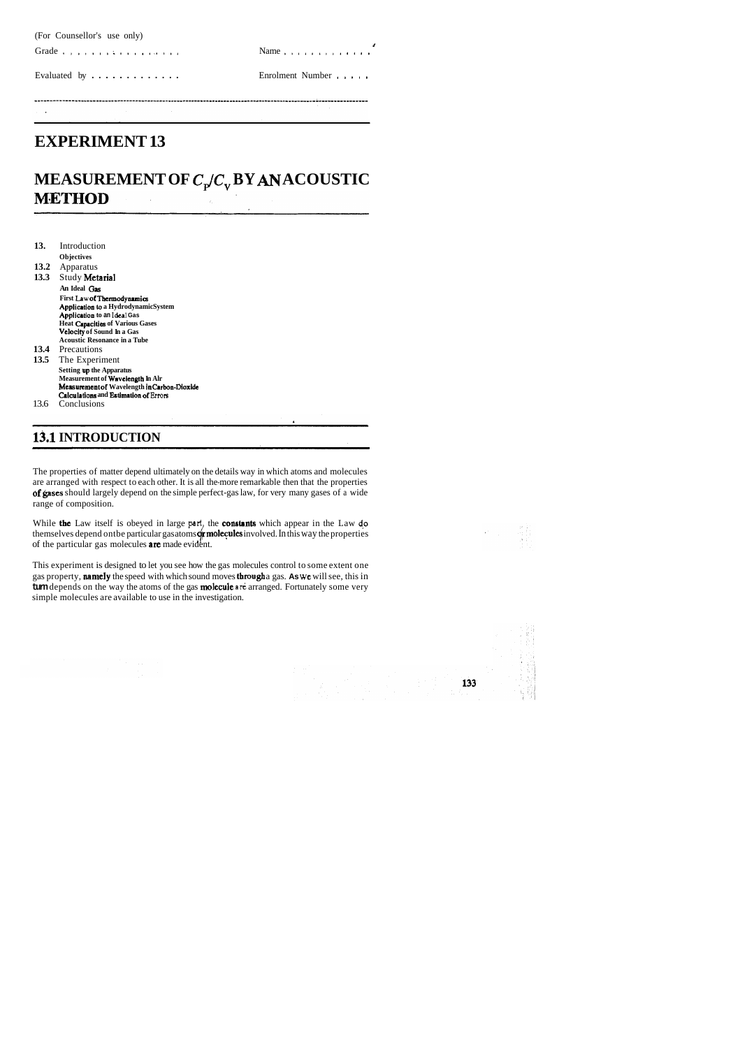(For Counsellor's use only)

Grade . . . . . . . . . . . . . . . . . Name . . . . . . . . . . . .

Evaluated by . . . . . . . . . . . . Enrolment Number . . . . .

# EXPERIMENT 13

# MEASUREMENT OF $C_P/C_V$ BY AN ACOUSTIC METHOD

**13.** Introduction
  Objectives
**13.2** Apparatus
**13.3** Study Metarial
  An Ideal Gas
  First Law of Thermodynamics
  Application to a Hydrodynamic System
  Application to an Ideal Gas
  Heat Capacities of Various Gases
  Velocity of Sound in a Gas
  Acoustic Resonance in a Tube
**13.4** Precautions
**13.5** The Experiment
  Setting up the Apparatus
  Measurement of Wavelength in Air
  Measurement of Wavelength in Carbon-Dioxide
  Calculations and Estimation of Errors
13.6 Conclusions

## 13.1 INTRODUCTION

The properties of matter depend ultimately on the details way in which atoms and molecules are arranged with respect to each other. It is all the more remarkable then that the properties of gases should largely depend on the simple perfect-gas law, for very many gases of a wide range of composition.

While the Law itself is obeyed in large part, the constants which appear in the Law do themselves depend on the particular gas atoms or molecules involved. In this way the properties of the particular gas molecules are made evident.

This experiment is designed to let you see how the gas molecules control to some extent one gas property, namely the speed with which sound moves through a gas. As we will see, this in turn depends on the way the atoms of the gas molecule are arranged. Fortunately some very simple molecules are available to use in the investigation.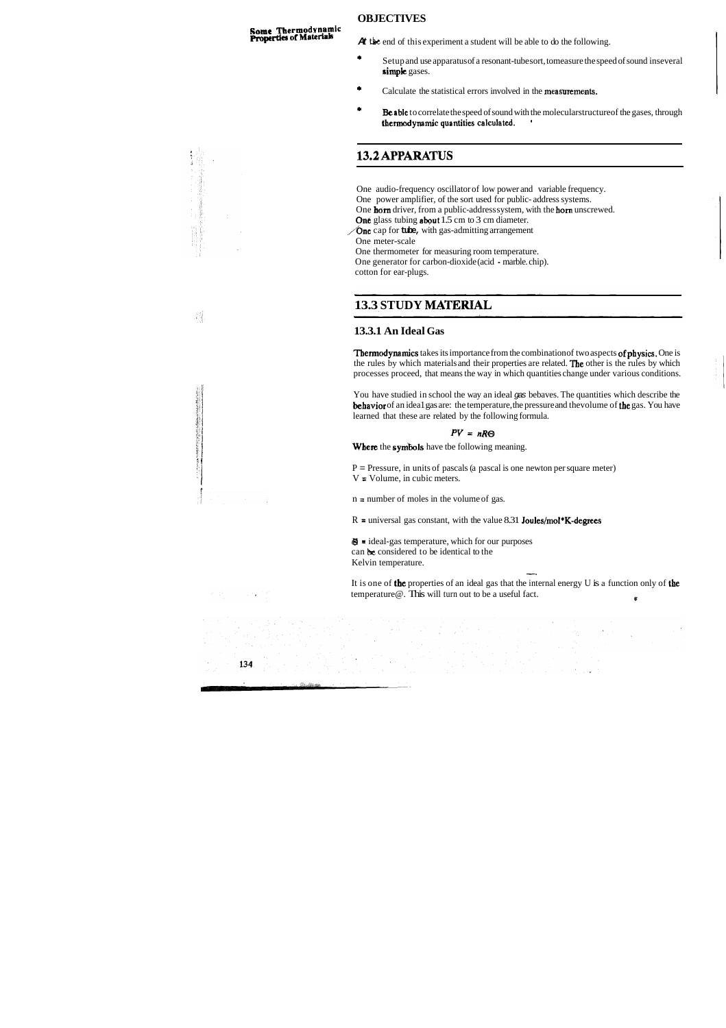**OBJECTIVES**

At the end of this experiment a student will be able to do the following.

- Setup and use apparatus of a resonant-tube sort, to measure the speed of sound in several simple gases.
- Calculate the statistical errors involved in the measurements.
- Be able to correlate the speed of sound with the molecular structure of the gases, through thermodynamic quantities calculated.

## 13.2 APPARATUS

One audio-frequency oscillator of low power and variable frequency.
One power amplifier, of the sort used for public-address systems.
One horn driver, from a public-address system, with the horn unscrewed.
One glass tubing about 1.5 cm to 3 cm diameter.
One cap for tube, with gas-admitting arrangement
One meter-scale
One thermometer for measuring room temperature.
One generator for carbon-dioxide (acid - marble chip).
cotton for ear-plugs.

## 13.3 STUDY MATERIAL

### 13.3.1 An Ideal Gas

Thermodynamics takes its importance from the combination of two aspects of physics. One is the rules by which materials and their properties are related. The other is the rules by which processes proceed, that means the way in which quantities change under various conditions.

You have studied in school the way an ideal gas behaves. The quantities which describe the behavior of an ideal gas are: the temperature, the pressure and the volume of the gas. You have learned that these are related by the following formula.

$$PV = nR\Theta$$

Where the symbols have the following meaning.

P = Pressure, in units of pascals (a pascal is one newton per square meter)
V = Volume, in cubic meters.

n = number of moles in the volume of gas.

R = universal gas constant, with the value 8.31 Joules/mol*K-degrees

$\Theta$ = ideal-gas temperature, which for our purposes can be considered to be identical to the Kelvin temperature.

It is one of the properties of an ideal gas that the internal energy U is a function only of the temperature $\Theta$. This will turn out to be a useful fact.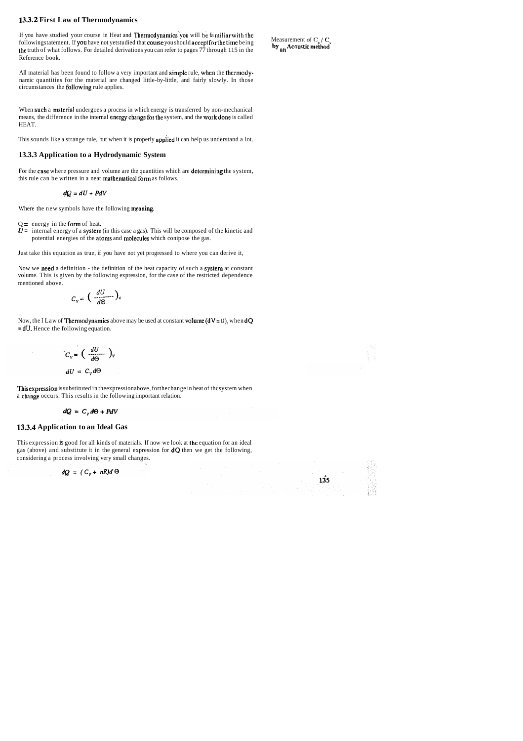### 13.3.2 First Law of Thermodynamics

If you have studied your course in Heat and Thermodynamics you will be familiar with the following statement. If you have not yet studied that course you should accept for the time being the truth of what follows. For detailed derivations you can refer to pages 77 through 115 in the Reference book.

Measurement of $C_p / C_v$ by an Acoustic method

All material has been found to follow a very important and simple rule, when the thermodynamic quantities for the material are changed little-by-little, and fairly slowly. In those circumstances the following rule applies.

When such a material undergoes a process in which energy is transferred by non-mechanical means, the difference in the internal energy change for the system, and the work done is called HEAT.

This sounds like a strange rule, but when it is properly applied it can help us understand a lot.

### 13.3.3 Application to a Hydrodynamic System

For the case where pressure and volume are the quantities which are determining the system, this rule can be written in a neat mathematical form as follows.

$$dQ = dU + PdV$$

Where the new symbols have the following meaning,

$Q$ = energy in the form of heat.
$U$ = internal energy of a system (in this case a gas). This will be composed of the kinetic and potential energies of the atoms and molecules which conipose the gas.

Just take this equation as true, if you have not yet progressed to where you can derive it,

Now we need a definition - the definition of the heat capacity of such a system at constant volume. This is given by the following expression, for the case of the restricted dependence mentioned above.

$$C_V = \left( \frac{dU}{d\Theta} \right)_V$$

Now, the I Law of Thermodynamics above may be used at constant volume ($dV = 0$), when $dQ = dU$. Hence the following equation.

$$C_V = \left( \frac{dU}{d\Theta} \right)_V$$

$$dU = C_V d\Theta$$

This expression is substituted in the expression above, for the change in heat of the system when a change occurs. This results in the following important relation.

$$dQ = C_V d\Theta + PdV$$

### 13.3.4 Application to an Ideal Gas

This expression is good for all kinds of materials. If now we look at the equation for an ideal gas (above) and substitute it in the general expression for $dQ$ then we get the following, considering a process involving very small changes.

$$dQ = (C_V + nR)d\Theta$$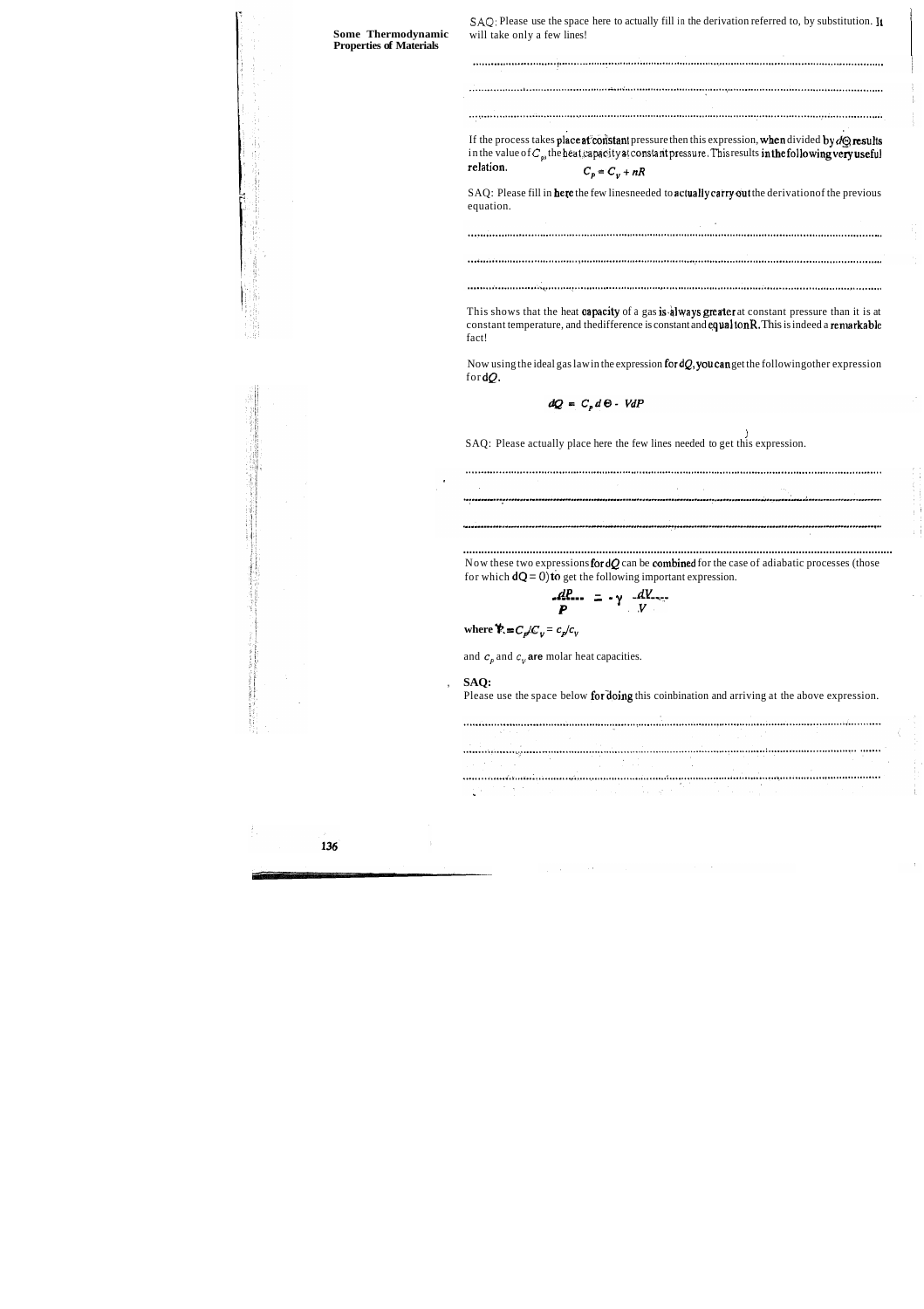SAQ: Please use the space here to actually fill in the derivation referred to, by substitution. It will take only a few lines!

........................................................................................................................................

........................................................................................................................................

........................................................................................................................................

If the process takes place at constant pressure then this expression, when divided by $d\Theta$ results in the value of $C_p$, the heat capacity at constant pressure. This results in the following very useful relation.

$$C_p = C_V + nR$$

SAQ: Please fill in here the few lines needed to actually carry out the derivation of the previous equation.

........................................................................................................................................

........................................................................................................................................

........................................................................................................................................

This shows that the heat capacity of a gas is always greater at constant pressure than it is at constant temperature, and the difference is constant and equal to $nR$. This is indeed a remarkable fact!

Now using the ideal gas law in the expression for $dQ$, you can get the following other expression for $dQ$.

$$dQ = C_p\, d\Theta - VdP$$

SAQ: Please actually place here the few lines needed to get this expression.

........................................................................................................................................

........................................................................................................................................

........................................................................................................................................

........................................................................................................................................

Now these two expressions for $dQ$ can be combined for the case of adiabatic processes (those for which $dQ = 0$) to get the following important expression.

$$\frac{dP}{P} = -\gamma \frac{dV}{V}$$

**where** $\gamma = C_p/C_V = c_p/c_V$

and $c_p$ and $c_V$ **are** molar heat capacities.

**SAQ:**

Please use the space below for doing this combination and arriving at the above expression.

........................................................................................................................................

........................................................................................................................................

........................................................................................................................................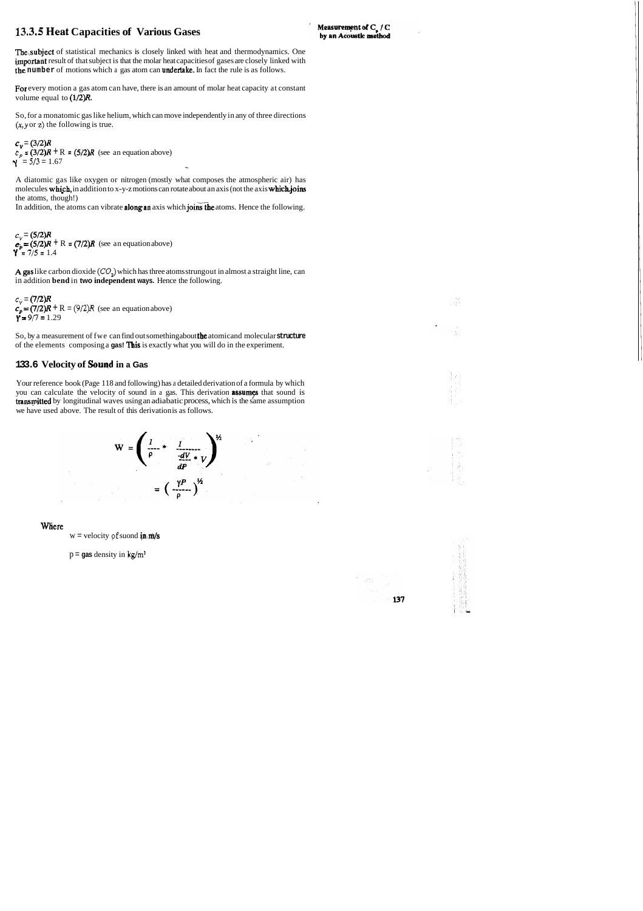## 13.3.5 Heat Capacities of Various Gases

The subject of statistical mechanics is closely linked with heat and thermodynamics. One important result of that subject is that the molar heat capacities of gases are closely linked with the number of motions which a gas atom can undertake. In fact the rule is as follows.

For every motion a gas atom can have, there is an amount of molar heat capacity at constant volume equal to **(1/2)*R*.**

So, for a monatomic gas like helium, which can move independently in any of three directions ($x$, $y$ or $z$) the following is true.

$c_V = (3/2)R$
$c_p = (3/2)R + R = (5/2)R$ (see an equation above)
$\gamma = 5/3 = 1.67$

A diatomic gas like oxygen or nitrogen (mostly what composes the atmospheric air) has molecules which, in addition to x-y-z motions can rotate about an axis (not the axis which joins the atoms, though!)
In addition, the atoms can vibrate along an axis which joins the atoms. Hence the following.

$c_V = (5/2)R$
$c_p = (5/2)R + R = (7/2)R$ (see an equation above)
$\gamma = 7/5 = 1.4$

A gas like carbon dioxide ($CO_2$) which has three atoms strung out in almost a straight line, can in addition **bend** in **two independent ways.** Hence the following.

$c_V = (7/2)R$
$c_p = (7/2)R + R = (9/2)R$ (see an equation above)
$\gamma = 9/7 = 1.29$

So, by a measurement of $\gamma$ we can find out something about the atomic and molecular structure of the elements composing a gas! This is exactly what you will do in the experiment.

## 13.3.6 Velocity of Sound in a Gas

Your reference book (Page 118 and following) has a detailed derivation of a formula by which you can calculate the velocity of sound in a gas. This derivation assumes that sound is transmitted by longitudinal waves using an adiabatic process, which is the same assumption we have used above. The result of this derivation is as follows.

$$W = \left( \frac{1}{\rho} * \frac{1}{\frac{-dV}{dP} * V} \right)^{1/2}$$

$$= \left( \frac{\gamma P}{\rho} \right)^{1/2}$$

Where

w = velocity of suond in m/s

$\rho$ = gas density in kg/m³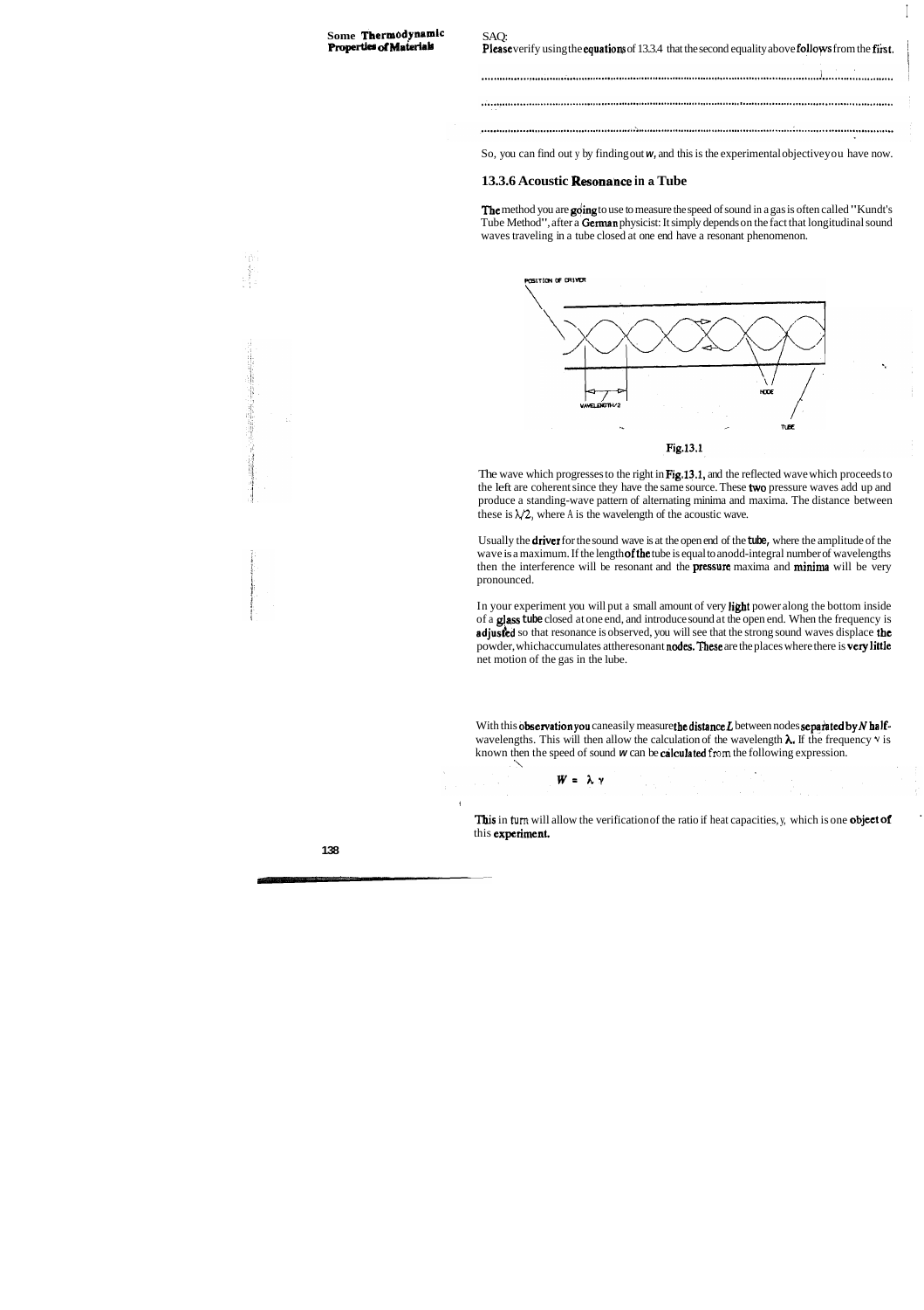SAQ:

Please verify using the equations of 13.3.4 that the second equality above follows from the first.

............................................................................................................................................

............................................................................................................................................

............................................................................................................................................

So, you can find out $\gamma$ by finding out $w$, and this is the experimental objective you have now.

### 13.3.6 Acoustic Resonance in a Tube

The method you are going to use to measure the speed of sound in a gas is often called "Kundt's Tube Method", after a German physicist: It simply depends on the fact that longitudinal sound waves traveling in a tube closed at one end have a resonant phenomenon.

Fig.13.1

The wave which progresses to the right in Fig.13.1, and the reflected wave which proceeds to the left are coherent since they have the same source. These two pressure waves add up and produce a standing-wave pattern of alternating minima and maxima. The distance between these is $\lambda/2$, where $\lambda$ is the wavelength of the acoustic wave.

Usually the driver for the sound wave is at the open end of the tube, where the amplitude of the wave is a maximum. If the length of the tube is equal to an odd-integral number of wavelengths then the interference will be resonant and the pressure maxima and minima will be very pronounced.

In your experiment you will put a small amount of very light power along the bottom inside of a glass tube closed at one end, and introduce sound at the open end. When the frequency is adjusted so that resonance is observed, you will see that the strong sound waves displace the powder, which accumulates at the resonant nodes. These are the places where there is very little net motion of the gas in the lube.

With this observation you can easily measure the distance $L$ between nodes separated by $N$ half-wavelengths. This will then allow the calculation of the wavelength $\lambda$. If the frequency $\nu$ is known then the speed of sound $w$ can be calculated from the following expression.

$$W = \lambda \gamma$$

This in turn will allow the verification of the ratio if heat capacities, $\gamma$, which is one object of this experiment.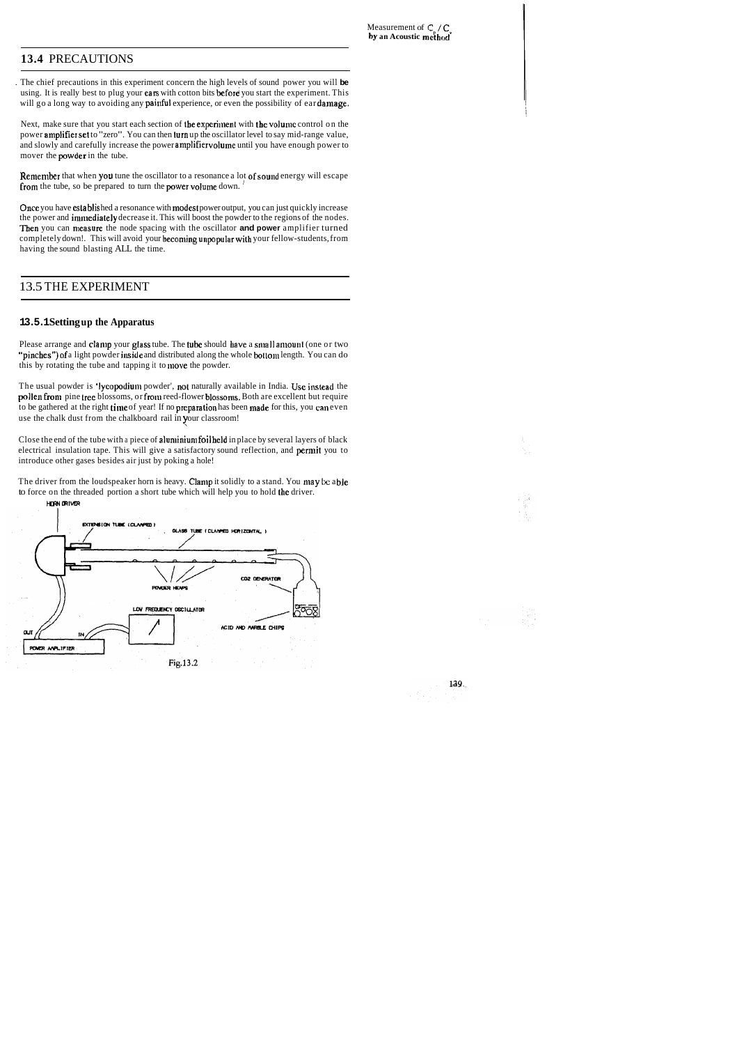## 13.4 PRECAUTIONS

The chief precautions in this experiment concern the high levels of sound power you will be using. It is really best to plug your ears with cotton bits before you start the experiment. This will go a long way to avoiding any painful experience, or even the possibility of ear damage.

Next, make sure that you start each section of the experiment with the volume control on the power amplifier set to "zero". You can then turn up the oscillator level to say mid-range value, and slowly and carefully increase the power amplifier volume until you have enough power to mover the powder in the tube.

Remember that when you tune the oscillator to a resonance a lot of sound energy will escape from the tube, so be prepared to turn the power volume down.

Once you have established a resonance with modest power output, you can just quickly increase the power and immediately decrease it. This will boost the powder to the regions of the nodes. Then you can measure the node spacing with the oscillator and power amplifier turned completely down!. This will avoid your becoming unpopular with your fellow-students, from having the sound blasting ALL the time.

## 13.5 THE EXPERIMENT

### 13.5.1 Setting up the Apparatus

Please arrange and clamp your glass tube. The tube should have a small amount (one or two "pinches") of a light powder inside and distributed along the whole bottom length. You can do this by rotating the tube and tapping it to move the powder.

The usual powder is 'lycopodium powder', not naturally available in India. Use instead the pollen from pine tree blossoms, or from reed-flower blossoms. Both are excellent but require to be gathered at the right time of year! If no preparation has been made for this, you can even use the chalk dust from the chalkboard rail in your classroom!

Close the end of the tube with a piece of aluminium foil held in place by several layers of black electrical insulation tape. This will give a satisfactory sound reflection, and permit you to introduce other gases besides air just by poking a hole!

The driver from the loudspeaker horn is heavy. Clamp it solidly to a stand. You may be able to force on the threaded portion a short tube which will help you to hold the driver.

HORN DRIVER

EXTENSION TUBE (CLAMPED)

GLASS TUBE (CLAMPED HORIZONTAL)

POWDER HEAPS

$CO_2$ GENERATOR

LOW FREQUENCY OSCILLATOR

ACID AND MARBLE CHIPS

OUT

IN

POWER AMPLIFIER

Fig.13.2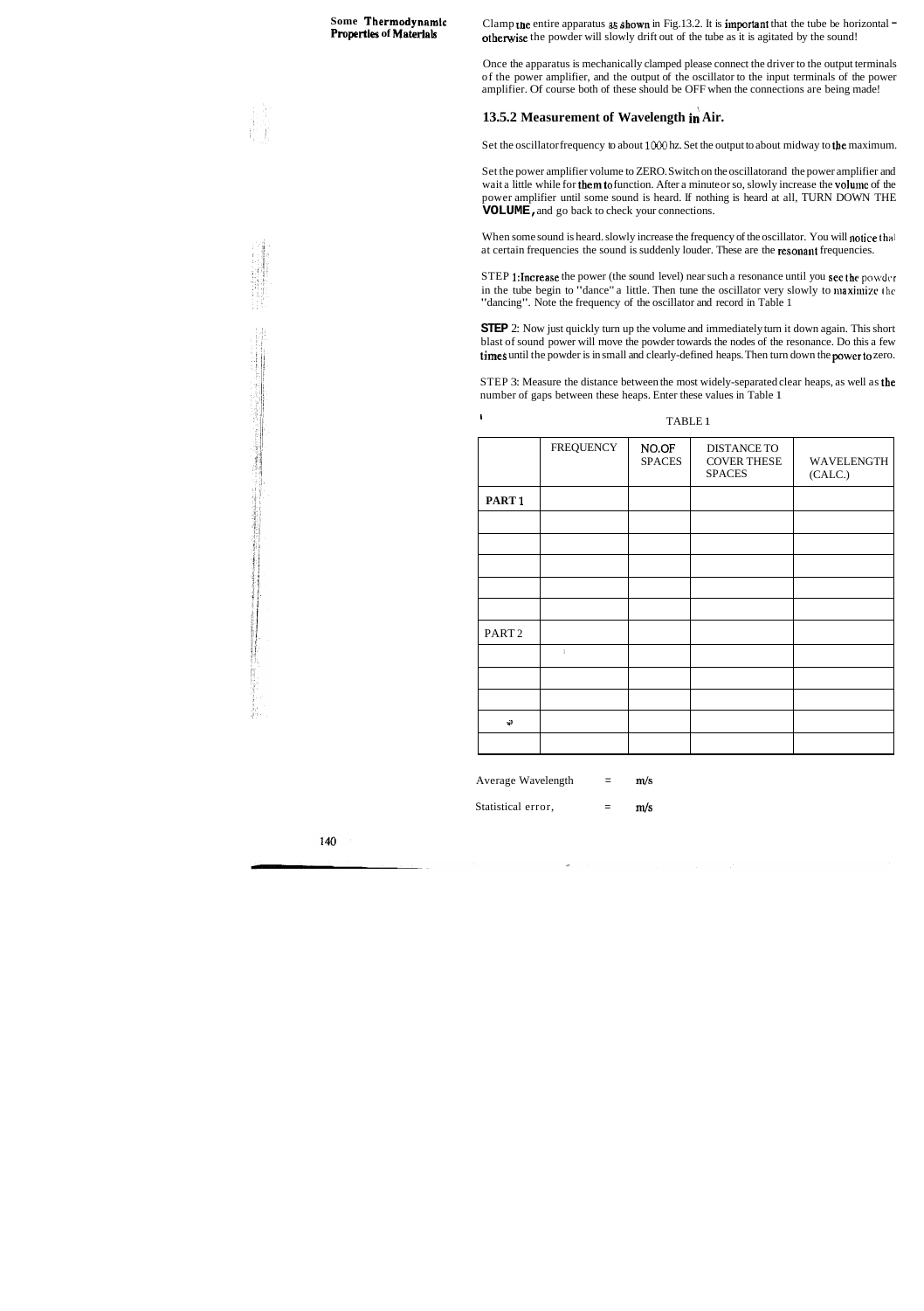Clamp the entire apparatus as shown in Fig.13.2. It is important that the tube be horizontal – otherwise the powder will slowly drift out of the tube as it is agitated by the sound!

Once the apparatus is mechanically clamped please connect the driver to the output terminals of the power amplifier, and the output of the oscillator to the input terminals of the power amplifier. Of course both of these should be OFF when the connections are being made!

### 13.5.2 Measurement of Wavelength in Air.

Set the oscillator frequency to about 1000 hz. Set the output to about midway to the maximum.

Set the power amplifier volume to ZERO. Switch on the oscillator and the power amplifier and wait a little while for them to function. After a minute or so, slowly increase the volume of the power amplifier until some sound is heard. If nothing is heard at all, TURN DOWN THE **VOLUME,** and go back to check your connections.

When some sound is heard. slowly increase the frequency of the oscillator. You will notice that at certain frequencies the sound is suddenly louder. These are the resonant frequencies.

STEP 1: Increase the power (the sound level) near such a resonance until you see the powder in the tube begin to "dance" a little. Then tune the oscillator very slowly to maximize the "dancing". Note the frequency of the oscillator and record in Table 1

**STEP** 2: Now just quickly turn up the volume and immediately turn it down again. This short blast of sound power will move the powder towards the nodes of the resonance. Do this a few times until the powder is in small and clearly-defined heaps. Then turn down the power to zero.

STEP 3: Measure the distance between the most widely-separated clear heaps, as well as the number of gaps between these heaps. Enter these values in Table 1

TABLE 1

| | FREQUENCY | NO.OF SPACES | DISTANCE TO COVER THESE SPACES | WAVELENGTH (CALC.) |
|---|---|---|---|---|
| PART 1 | | | | |
| | | | | |
| | | | | |
| | | | | |
| | | | | |
| | | | | |
| PART 2 | | | | |
| | | | | |
| | | | | |
| | | | | |
| | | | | |
| | | | | |

Average Wavelength = m/s

Statistical error, = m/s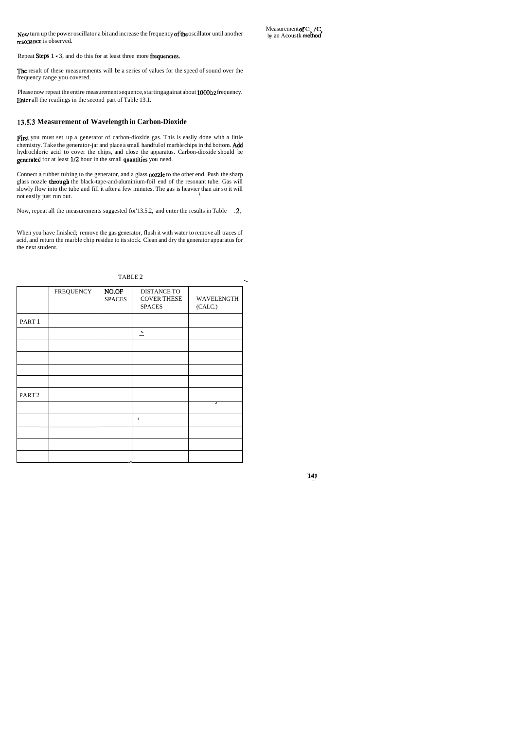Now turn up the power oscillator a bit and increase the frequency of the oscillator until another resonance is observed.

Repeat Steps 1 - 3, and do this for at least three more frequencies.

The result of these measurements will be a series of values for the speed of sound over the frequency range you covered.

Please now repeat the entire measurement sequence, starting again at about 1000 hz frequency. Enter all the readings in the second part of Table 13.1.

### 13.5.3 Measurement of Wavelength in Carbon-Dioxide

First you must set up a generator of carbon-dioxide gas. This is easily done with a little chemistry. Take the generator-jar and place a small handful of marble chips in the bottom. Add hydrochloric acid to cover the chips, and close the apparatus. Carbon-dioxide should be generated for at least 1/2 hour in the small quantities you need.

Connect a rubber tubing to the generator, and a glass nozzle to the other end. Push the sharp glass nozzle through the black-tape-and-aluminium-foil end of the resonant tube. Gas will slowly flow into the tube and fill it after a few minutes. The gas is heavier than air so it will not easily just run out.

Now, repeat all the measurements suggested for 13.5.2, and enter the results in Table .2.

When you have finished; remove the gas generator, flush it with water to remove all traces of acid, and return the marble chip residue to its stock. Clean and dry the generator apparatus for the next student.

TABLE 2

| | FREQUENCY | NO.OF SPACES | DISTANCE TO COVER THESE SPACES | WAVELENGTH (CALC.) |
|---|---|---|---|---|
| PART 1 | | | | |
| | | | | |
| | | | | |
| | | | | |
| | | | | |
| | | | | |
| PART 2 | | | | |
| | | | | |
| | | | | |
| | | | | |
| | | | | |
| | | | | |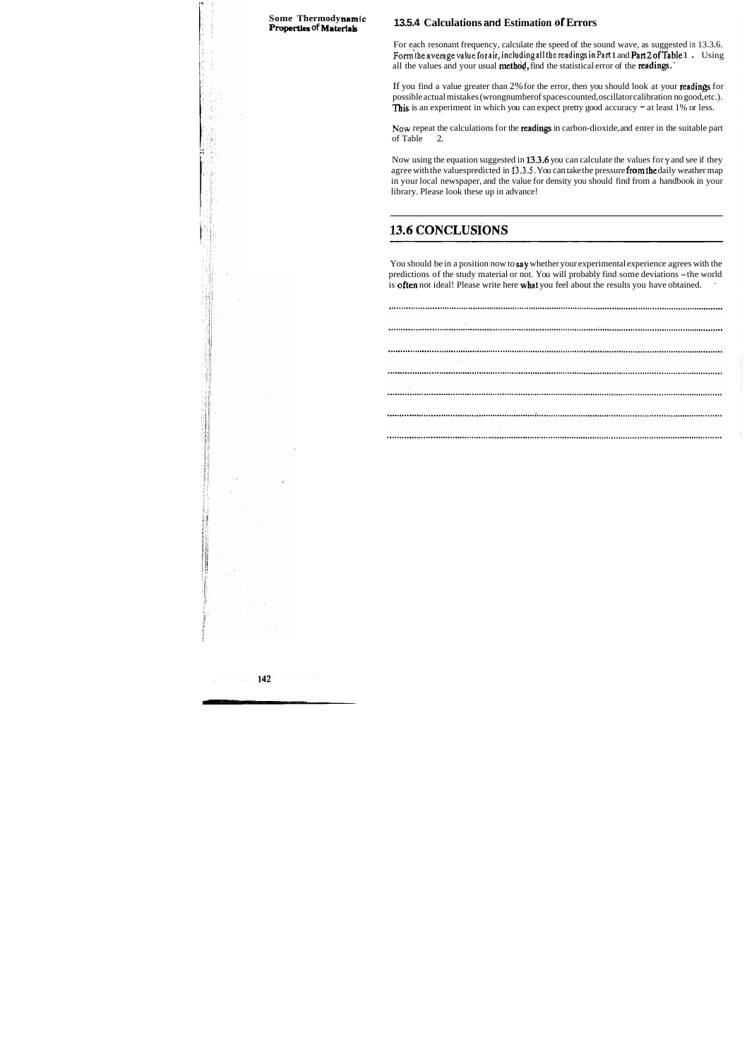### 13.5.4 Calculations and Estimation of Errors

For each resonant frequency, calculate the speed of the sound wave, as suggested in 13.3.6. Form the average value for air, including all the readings in Part 1 and Part 2 of Table 1. Using all the values and your usual method, find the statistical error of the readings.

If you find a value greater than 2% for the error, then you should look at your readings for possible actual mistakes (wrong number of spaces counted, oscillator calibration no good, etc.). This is an experiment in which you can expect pretty good accuracy – at least 1% or less.

Now repeat the calculations for the readings in carbon-dioxide, and enter in the suitable part of Table 2.

Now using the equation suggested in 13.3.6 you can calculate the values for $\gamma$ and see if they agree with the values predicted in 13.3.5. You can take the pressure from the daily weather map in your local newspaper, and the value for density you should find from a handbook in your library. Please look these up in advance!

## 13.6 CONCLUSIONS

You should be in a position now to say whether your experimental experience agrees with the predictions of the study material or not. You will probably find some deviations – the world is often not ideal! Please write here what you feel about the results you have obtained.

..........................................................................................................................................

..........................................................................................................................................

..........................................................................................................................................

..........................................................................................................................................

..........................................................................................................................................

..........................................................................................................................................

..........................................................................................................................................